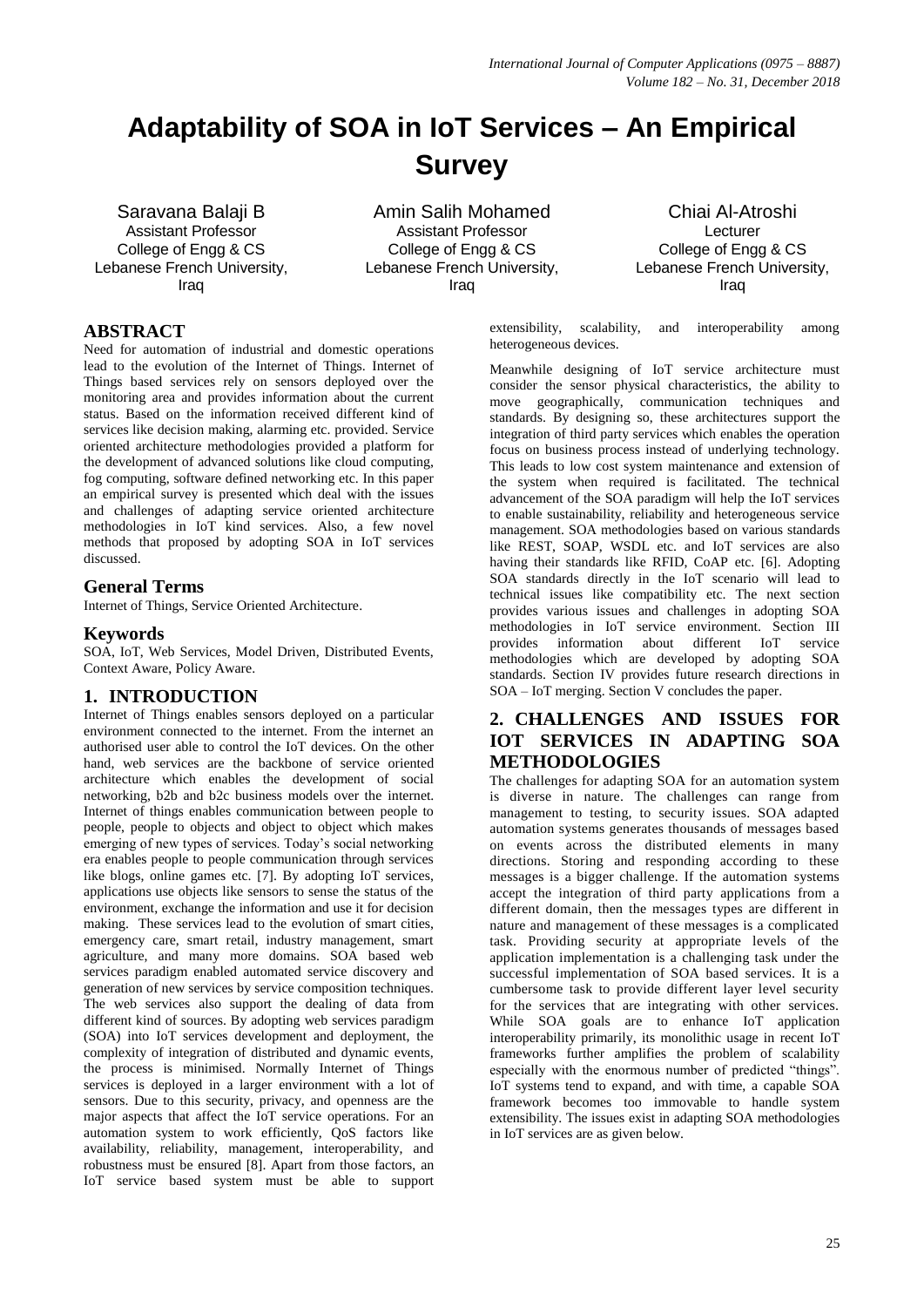# Adaptability of SOA in IoT Services – An Empirical Survey

Saravana Balaji B
Assistant Professor
College of Engg & CS
Lebanese French University, Iraq

Amin Salih Mohamed
Assistant Professor
College of Engg & CS
Lebanese French University, Iraq

Chiai Al-Atroshi
Lecturer
College of Engg & CS
Lebanese French University, Iraq

## ABSTRACT

Need for automation of industrial and domestic operations lead to the evolution of the Internet of Things. Internet of Things based services rely on sensors deployed over the monitoring area and provides information about the current status. Based on the information received different kind of services like decision making, alarming etc. provided. Service oriented architecture methodologies provided a platform for the development of advanced solutions like cloud computing, fog computing, software defined networking etc. In this paper an empirical survey is presented which deal with the issues and challenges of adapting service oriented architecture methodologies in IoT kind services. Also, a few novel methods that proposed by adopting SOA in IoT services discussed.

## General Terms

Internet of Things, Service Oriented Architecture.

## Keywords

SOA, IoT, Web Services, Model Driven, Distributed Events, Context Aware, Policy Aware.

## 1. INTRODUCTION

Internet of Things enables sensors deployed on a particular environment connected to the internet. From the internet an authorised user able to control the IoT devices. On the other hand, web services are the backbone of service oriented architecture which enables the development of social networking, b2b and b2c business models over the internet. Internet of things enables communication between people to people, people to objects and object to object which makes emerging of new types of services. Today's social networking era enables people to people communication through services like blogs, online games etc. [7]. By adopting IoT services, applications use objects like sensors to sense the status of the environment, exchange the information and use it for decision making. These services lead to the evolution of smart cities, emergency care, smart retail, industry management, smart agriculture, and many more domains. SOA based web services paradigm enabled automated service discovery and generation of new services by service composition techniques. The web services also support the dealing of data from different kind of sources. By adopting web services paradigm (SOA) into IoT services development and deployment, the complexity of integration of distributed and dynamic events, the process is minimised. Normally Internet of Things services is deployed in a larger environment with a lot of sensors. Due to this security, privacy, and openness are the major aspects that affect the IoT service operations. For an automation system to work efficiently, QoS factors like availability, reliability, management, interoperability, and robustness must be ensured [8]. Apart from those factors, an IoT service based system must be able to support extensibility, scalability, and interoperability among heterogeneous devices.

Meanwhile designing of IoT service architecture must consider the sensor physical characteristics, the ability to move geographically, communication techniques and standards. By designing so, these architectures support the integration of third party services which enables the operation focus on business process instead of underlying technology. This leads to low cost system maintenance and extension of the system when required is facilitated. The technical advancement of the SOA paradigm will help the IoT services to enable sustainability, reliability and heterogeneous service management. SOA methodologies based on various standards like REST, SOAP, WSDL etc. and IoT services are also having their standards like RFID, CoAP etc. [6]. Adopting SOA standards directly in the IoT scenario will lead to technical issues like compatibility etc. The next section provides various issues and challenges in adopting SOA methodologies in IoT service environment. Section III provides information about different IoT service methodologies which are developed by adopting SOA standards. Section IV provides future research directions in SOA – IoT merging. Section V concludes the paper.

## 2. CHALLENGES AND ISSUES FOR IOT SERVICES IN ADAPTING SOA METHODOLOGIES

The challenges for adapting SOA for an automation system is diverse in nature. The challenges can range from management to testing, to security issues. SOA adapted automation systems generates thousands of messages based on events across the distributed elements in many directions. Storing and responding according to these messages is a bigger challenge. If the automation systems accept the integration of third party applications from a different domain, then the messages types are different in nature and management of these messages is a complicated task. Providing security at appropriate levels of the application implementation is a challenging task under the successful implementation of SOA based services. It is a cumbersome task to provide different layer level security for the services that are integrating with other services. While SOA goals are to enhance IoT application interoperability primarily, its monolithic usage in recent IoT frameworks further amplifies the problem of scalability especially with the enormous number of predicted "things". IoT systems tend to expand, and with time, a capable SOA framework becomes too immovable to handle system extensibility. The issues exist in adapting SOA methodologies in IoT services are as given below.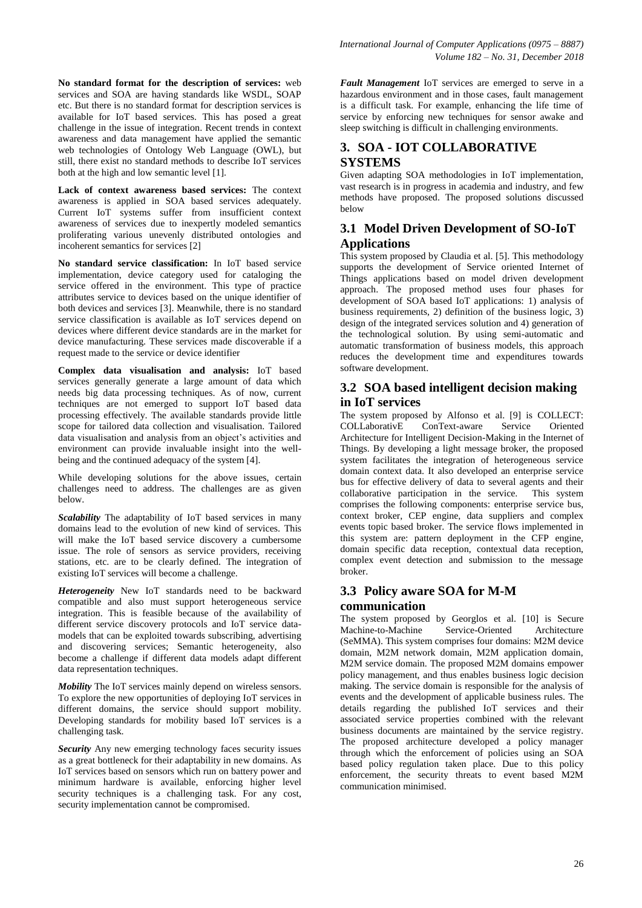**No standard format for the description of services:** web services and SOA are having standards like WSDL, SOAP etc. But there is no standard format for description services is available for IoT based services. This has posed a great challenge in the issue of integration. Recent trends in context awareness and data management have applied the semantic web technologies of Ontology Web Language (OWL), but still, there exist no standard methods to describe IoT services both at the high and low semantic level [1].

**Lack of context awareness based services:** The context awareness is applied in SOA based services adequately. Current IoT systems suffer from insufficient context awareness of services due to inexpertly modeled semantics proliferating various unevenly distributed ontologies and incoherent semantics for services [2]

**No standard service classification:** In IoT based service implementation, device category used for cataloging the service offered in the environment. This type of practice attributes service to devices based on the unique identifier of both devices and services [3]. Meanwhile, there is no standard service classification is available as IoT services depend on devices where different device standards are in the market for device manufacturing. These services made discoverable if a request made to the service or device identifier

**Complex data visualisation and analysis:** IoT based services generally generate a large amount of data which needs big data processing techniques. As of now, current techniques are not emerged to support IoT based data processing effectively. The available standards provide little scope for tailored data collection and visualisation. Tailored data visualisation and analysis from an object's activities and environment can provide invaluable insight into the well-being and the continued adequacy of the system [4].

While developing solutions for the above issues, certain challenges need to address. The challenges are as given below.

***Scalability*** The adaptability of IoT based services in many domains lead to the evolution of new kind of services. This will make the IoT based service discovery a cumbersome issue. The role of sensors as service providers, receiving stations, etc. are to be clearly defined. The integration of existing IoT services will become a challenge.

***Heterogeneity*** New IoT standards need to be backward compatible and also must support heterogeneous service integration. This is feasible because of the availability of different service discovery protocols and IoT service data-models that can be exploited towards subscribing, advertising and discovering services; Semantic heterogeneity, also become a challenge if different data models adapt different data representation techniques.

***Mobility*** The IoT services mainly depend on wireless sensors. To explore the new opportunities of deploying IoT services in different domains, the service should support mobility. Developing standards for mobility based IoT services is a challenging task.

***Security*** Any new emerging technology faces security issues as a great bottleneck for their adaptability in new domains. As IoT services based on sensors which run on battery power and minimum hardware is available, enforcing higher level security techniques is a challenging task. For any cost, security implementation cannot be compromised.

***Fault Management*** IoT services are emerged to serve in a hazardous environment and in those cases, fault management is a difficult task. For example, enhancing the life time of service by enforcing new techniques for sensor awake and sleep switching is difficult in challenging environments.

## 3. SOA - IOT COLLABORATIVE SYSTEMS

Given adapting SOA methodologies in IoT implementation, vast research is in progress in academia and industry, and few methods have proposed. The proposed solutions discussed below

### 3.1 Model Driven Development of SO-IoT Applications

This system proposed by Claudia et al. [5]. This methodology supports the development of Service oriented Internet of Things applications based on model driven development approach. The proposed method uses four phases for development of SOA based IoT applications: 1) analysis of business requirements, 2) definition of the business logic, 3) design of the integrated services solution and 4) generation of the technological solution. By using semi-automatic and automatic transformation of business models, this approach reduces the development time and expenditures towards software development.

### 3.2 SOA based intelligent decision making in IoT services

The system proposed by Alfonso et al. [9] is COLLECT: COLLaborativE ConText-aware Service Oriented Architecture for Intelligent Decision-Making in the Internet of Things. By developing a light message broker, the proposed system facilitates the integration of heterogeneous service domain context data. It also developed an enterprise service bus for effective delivery of data to several agents and their collaborative participation in the service. This system comprises the following components: enterprise service bus, context broker, CEP engine, data suppliers and complex events topic based broker. The service flows implemented in this system are: pattern deployment in the CFP engine, domain specific data reception, contextual data reception, complex event detection and submission to the message broker.

### 3.3 Policy aware SOA for M-M communication

The system proposed by Georglos et al. [10] is Secure Machine-to-Machine Service-Oriented Architecture (SeMMA). This system comprises four domains: M2M device domain, M2M network domain, M2M application domain, M2M service domain. The proposed M2M domains empower policy management, and thus enables business logic decision making. The service domain is responsible for the analysis of events and the development of applicable business rules. The details regarding the published IoT services and their associated service properties combined with the relevant business documents are maintained by the service registry. The proposed architecture developed a policy manager through which the enforcement of policies using an SOA based policy regulation taken place. Due to this policy enforcement, the security threats to event based M2M communication minimised.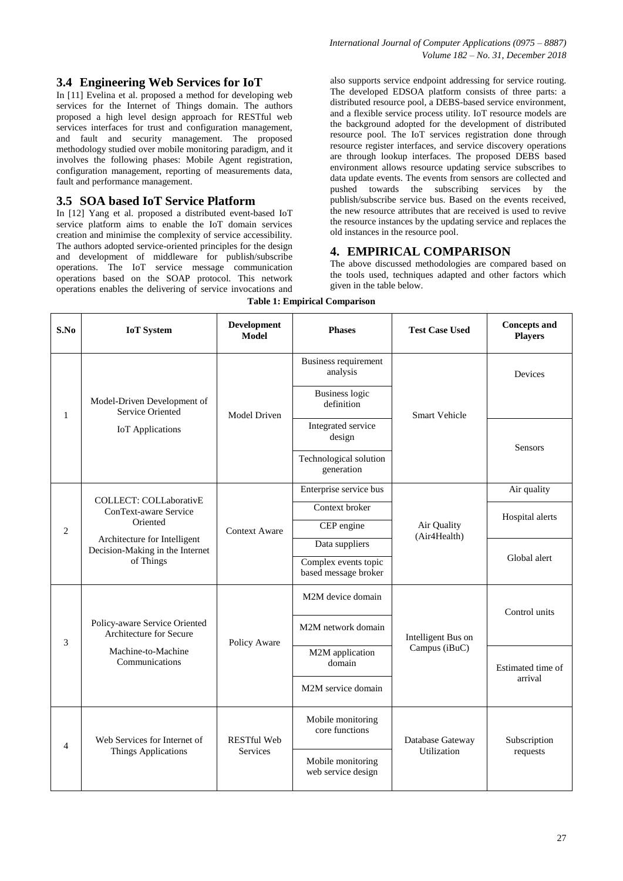## 3.4 Engineering Web Services for IoT

In [11] Evelina et al. proposed a method for developing web services for the Internet of Things domain. The authors proposed a high level design approach for RESTful web services interfaces for trust and configuration management, and fault and security management. The proposed methodology studied over mobile monitoring paradigm, and it involves the following phases: Mobile Agent registration, configuration management, reporting of measurements data, fault and performance management.

## 3.5 SOA based IoT Service Platform

In [12] Yang et al. proposed a distributed event-based IoT service platform aims to enable the IoT domain services creation and minimise the complexity of service accessibility. The authors adopted service-oriented principles for the design and development of middleware for publish/subscribe operations. The IoT service message communication operations based on the SOAP protocol. This network operations enables the delivering of service invocations and also supports service endpoint addressing for service routing. The developed EDSOA platform consists of three parts: a distributed resource pool, a DEBS-based service environment, and a flexible service process utility. IoT resource models are the background adopted for the development of distributed resource pool. The IoT services registration done through resource register interfaces, and service discovery operations are through lookup interfaces. The proposed DEBS based environment allows resource updating service subscribes to data update events. The events from sensors are collected and pushed towards the subscribing services by the publish/subscribe service bus. Based on the events received, the new resource attributes that are received is used to revive the resource instances by the updating service and replaces the old instances in the resource pool.

# 4. EMPIRICAL COMPARISON

The above discussed methodologies are compared based on the tools used, techniques adapted and other factors which given in the table below.

**Table 1: Empirical Comparison**

| S.No | IoT System | Development Model | Phases | Test Case Used | Concepts and Players |
|---|---|---|---|---|---|
| 1 | Model-Driven Development of Service Oriented IoT Applications | Model Driven | Business requirement analysis; Business logic definition; Integrated service design; Technological solution generation | Smart Vehicle | Devices; Sensors |
| 2 | COLLECT: COLLaborativE ConText-aware Service Oriented Architecture for Intelligent Decision-Making in the Internet of Things | Context Aware | Enterprise service bus; Context broker; CEP engine; Data suppliers; Complex events topic based message broker | Air Quality (Air4Health) | Air quality; Hospital alerts; Global alert |
| 3 | Policy-aware Service Oriented Architecture for Secure Machine-to-Machine Communications | Policy Aware | M2M device domain; M2M network domain; M2M application domain; M2M service domain | Intelligent Bus on Campus (iBuC) | Control units; Estimated time of arrival |
| 4 | Web Services for Internet of Things Applications | RESTful Web Services | Mobile monitoring core functions; Mobile monitoring web service design | Database Gateway Utilization | Subscription requests |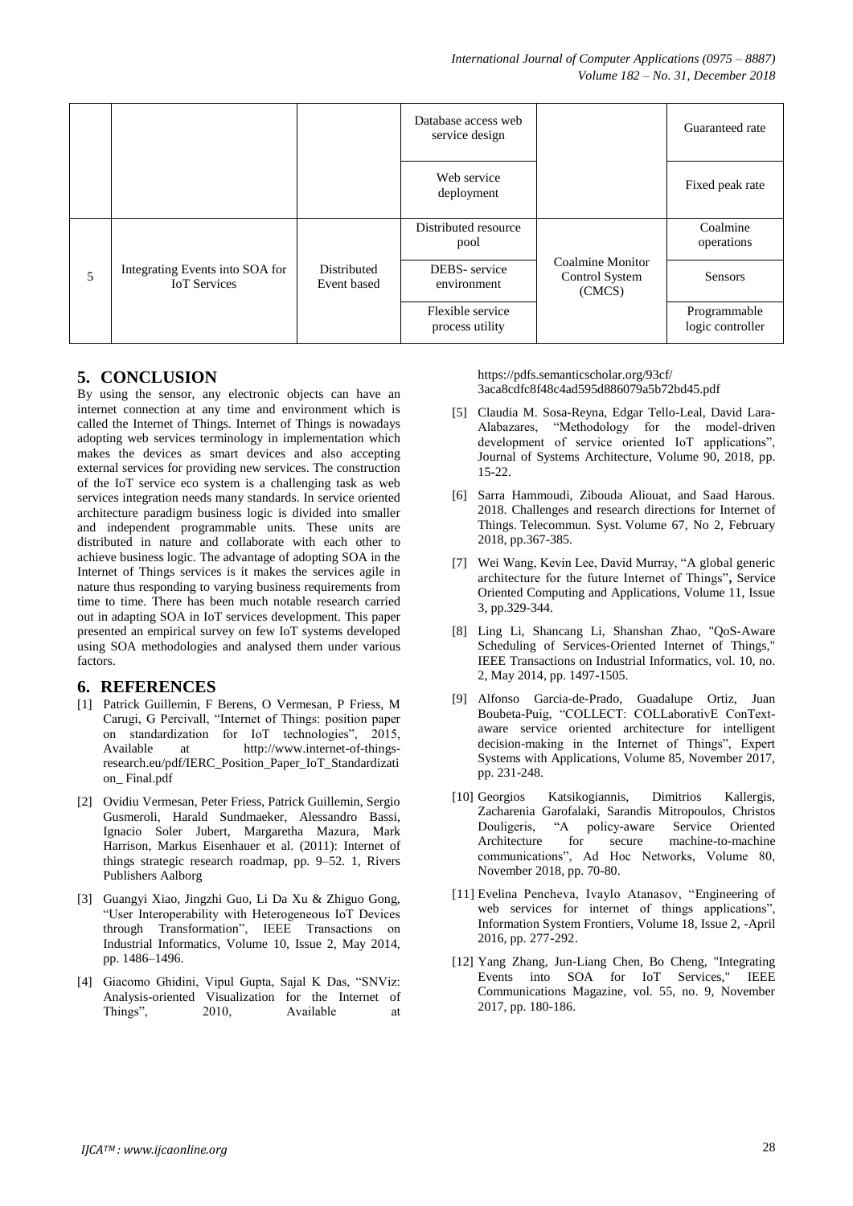| | | | | | |
|---|---|---|---|---|---|
| | | | Database access web service design | | Guaranteed rate |
| | | | Web service deployment | | Fixed peak rate |
| 5 | Integrating Events into SOA for IoT Services | Distributed Event based | Distributed resource pool | Coalmine Monitor Control System (CMCS) | Coalmine operations |
| | | | DEBS- service environment | | Sensors |
| | | | Flexible service process utility | | Programmable logic controller |

## 5. CONCLUSION

By using the sensor, any electronic objects can have an internet connection at any time and environment which is called the Internet of Things. Internet of Things is nowadays adopting web services terminology in implementation which makes the devices as smart devices and also accepting external services for providing new services. The construction of the IoT service eco system is a challenging task as web services integration needs many standards. In service oriented architecture paradigm business logic is divided into smaller and independent programmable units. These units are distributed in nature and collaborate with each other to achieve business logic. The advantage of adopting SOA in the Internet of Things services is it makes the services agile in nature thus responding to varying business requirements from time to time. There has been much notable research carried out in adapting SOA in IoT services development. This paper presented an empirical survey on few IoT systems developed using SOA methodologies and analysed them under various factors.

## 6. REFERENCES

[1] Patrick Guillemin, F Berens, O Vermesan, P Friess, M Carugi, G Percivall, "Internet of Things: position paper on standardization for IoT technologies", 2015, Available at http://www.internet-of-things-research.eu/pdf/IERC_Position_Paper_IoT_Standardization_ Final.pdf

[2] Ovidiu Vermesan, Peter Friess, Patrick Guillemin, Sergio Gusmeroli, Harald Sundmaeker, Alessandro Bassi, Ignacio Soler Jubert, Margaretha Mazura, Mark Harrison, Markus Eisenhauer et al. (2011): Internet of things strategic research roadmap, pp. 9–52. 1, Rivers Publishers Aalborg

[3] Guangyi Xiao, Jingzhi Guo, Li Da Xu & Zhiguo Gong, "User Interoperability with Heterogeneous IoT Devices through Transformation", IEEE Transactions on Industrial Informatics, Volume 10, Issue 2, May 2014, pp. 1486–1496.

[4] Giacomo Ghidini, Vipul Gupta, Sajal K Das, "SNViz: Analysis-oriented Visualization for the Internet of Things", 2010, Available at https://pdfs.semanticscholar.org/93cf/3aca8cdfc8f48c4ad595d886079a5b72bd45.pdf

[5] Claudia M. Sosa-Reyna, Edgar Tello-Leal, David Lara-Alabazares, "Methodology for the model-driven development of service oriented IoT applications", Journal of Systems Architecture, Volume 90, 2018, pp. 15-22.

[6] Sarra Hammoudi, Zibouda Aliouat, and Saad Harous. 2018. Challenges and research directions for Internet of Things. Telecommun. Syst. Volume 67, No 2, February 2018, pp.367-385.

[7] Wei Wang, Kevin Lee, David Murray, "A global generic architecture for the future Internet of Things", Service Oriented Computing and Applications, Volume 11, Issue 3, pp.329-344.

[8] Ling Li, Shancang Li, Shanshan Zhao, "QoS-Aware Scheduling of Services-Oriented Internet of Things," IEEE Transactions on Industrial Informatics, vol. 10, no. 2, May 2014, pp. 1497-1505.

[9] Alfonso Garcia-de-Prado, Guadalupe Ortiz, Juan Boubeta-Puig, "COLLECT: COLLaborativE ConText-aware service oriented architecture for intelligent decision-making in the Internet of Things", Expert Systems with Applications, Volume 85, November 2017, pp. 231-248.

[10] Georgios Katsikogiannis, Dimitrios Kallergis, Zacharenia Garofalaki, Sarandis Mitropoulos, Christos Douligeris, "A policy-aware Service Oriented Architecture for secure machine-to-machine communications", Ad Hoc Networks, Volume 80, November 2018, pp. 70-80.

[11] Evelina Pencheva, Ivaylo Atanasov, "Engineering of web services for internet of things applications", Information System Frontiers, Volume 18, Issue 2, -April 2016, pp. 277-292.

[12] Yang Zhang, Jun-Liang Chen, Bo Cheng, "Integrating Events into SOA for IoT Services," IEEE Communications Magazine, vol. 55, no. 9, November 2017, pp. 180-186.